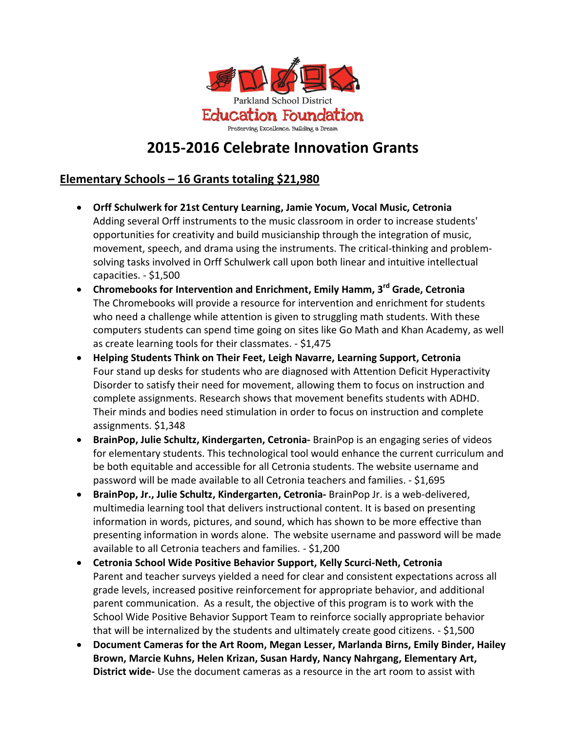Parkland School District

Education Foundation

Preserving Excellence. Building a Dream

# 2015-2016 Celebrate Innovation Grants

## Elementary Schools – 16 Grants totaling $21,980

- **Orff Schulwerk for 21st Century Learning, Jamie Yocum, Vocal Music, Cetronia**
  Adding several Orff instruments to the music classroom in order to increase students' opportunities for creativity and build musicianship through the integration of music, movement, speech, and drama using the instruments. The critical-thinking and problem-solving tasks involved in Orff Schulwerk call upon both linear and intuitive intellectual capacities. - $1,500
- **Chromebooks for Intervention and Enrichment, Emily Hamm, 3rd Grade, Cetronia**
  The Chromebooks will provide a resource for intervention and enrichment for students who need a challenge while attention is given to struggling math students. With these computers students can spend time going on sites like Go Math and Khan Academy, as well as create learning tools for their classmates. - $1,475
- **Helping Students Think on Their Feet, Leigh Navarre, Learning Support, Cetronia**
  Four stand up desks for students who are diagnosed with Attention Deficit Hyperactivity Disorder to satisfy their need for movement, allowing them to focus on instruction and complete assignments. Research shows that movement benefits students with ADHD. Their minds and bodies need stimulation in order to focus on instruction and complete assignments. $1,348
- **BrainPop, Julie Schultz, Kindergarten, Cetronia-** BrainPop is an engaging series of videos for elementary students. This technological tool would enhance the current curriculum and be both equitable and accessible for all Cetronia students. The website username and password will be made available to all Cetronia teachers and families. - $1,695
- **BrainPop, Jr., Julie Schultz, Kindergarten, Cetronia-** BrainPop Jr. is a web-delivered, multimedia learning tool that delivers instructional content. It is based on presenting information in words, pictures, and sound, which has shown to be more effective than presenting information in words alone. The website username and password will be made available to all Cetronia teachers and families. - $1,200
- **Cetronia School Wide Positive Behavior Support, Kelly Scurci-Neth, Cetronia**
  Parent and teacher surveys yielded a need for clear and consistent expectations across all grade levels, increased positive reinforcement for appropriate behavior, and additional parent communication. As a result, the objective of this program is to work with the School Wide Positive Behavior Support Team to reinforce socially appropriate behavior that will be internalized by the students and ultimately create good citizens. - $1,500
- **Document Cameras for the Art Room, Megan Lesser, Marlanda Birns, Emily Binder, Hailey Brown, Marcie Kuhns, Helen Krizan, Susan Hardy, Nancy Nahrgang, Elementary Art, District wide-** Use the document cameras as a resource in the art room to assist with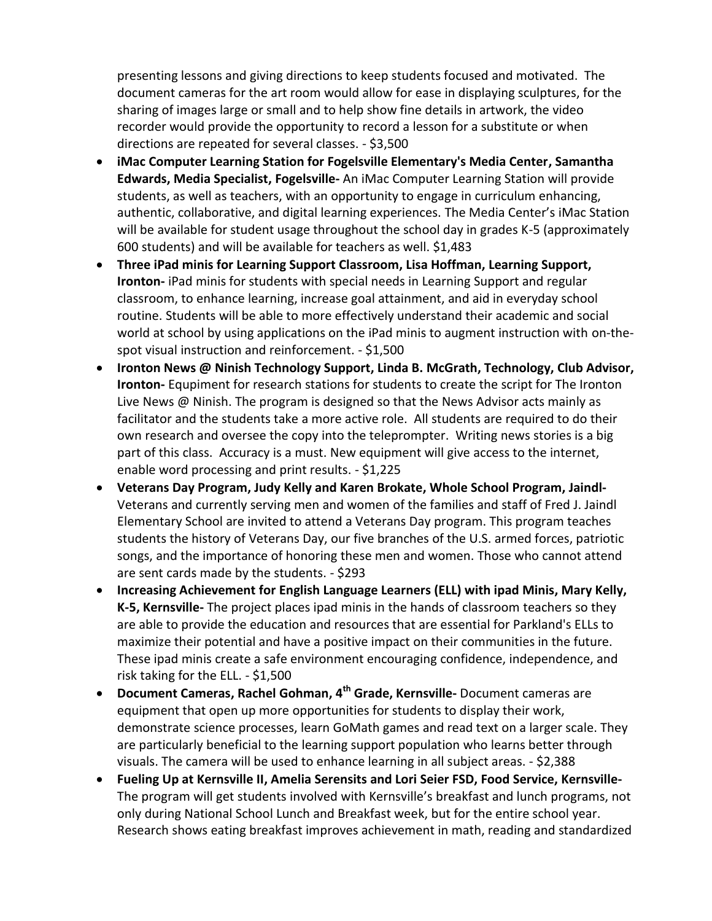presenting lessons and giving directions to keep students focused and motivated. The document cameras for the art room would allow for ease in displaying sculptures, for the sharing of images large or small and to help show fine details in artwork, the video recorder would provide the opportunity to record a lesson for a substitute or when directions are repeated for several classes. - $3,500

- **iMac Computer Learning Station for Fogelsville Elementary's Media Center, Samantha Edwards, Media Specialist, Fogelsville-** An iMac Computer Learning Station will provide students, as well as teachers, with an opportunity to engage in curriculum enhancing, authentic, collaborative, and digital learning experiences. The Media Center's iMac Station will be available for student usage throughout the school day in grades K-5 (approximately 600 students) and will be available for teachers as well. $1,483
- **Three iPad minis for Learning Support Classroom, Lisa Hoffman, Learning Support, Ironton-** iPad minis for students with special needs in Learning Support and regular classroom, to enhance learning, increase goal attainment, and aid in everyday school routine. Students will be able to more effectively understand their academic and social world at school by using applications on the iPad minis to augment instruction with on-the-spot visual instruction and reinforcement. - $1,500
- **Ironton News @ Ninish Technology Support, Linda B. McGrath, Technology, Club Advisor, Ironton-** Equipment for research stations for students to create the script for The Ironton Live News @ Ninish. The program is designed so that the News Advisor acts mainly as facilitator and the students take a more active role. All students are required to do their own research and oversee the copy into the teleprompter. Writing news stories is a big part of this class. Accuracy is a must. New equipment will give access to the internet, enable word processing and print results. - $1,225
- **Veterans Day Program, Judy Kelly and Karen Brokate, Whole School Program, Jaindl-** Veterans and currently serving men and women of the families and staff of Fred J. Jaindl Elementary School are invited to attend a Veterans Day program. This program teaches students the history of Veterans Day, our five branches of the U.S. armed forces, patriotic songs, and the importance of honoring these men and women. Those who cannot attend are sent cards made by the students. - $293
- **Increasing Achievement for English Language Learners (ELL) with ipad Minis, Mary Kelly, K-5, Kernsville-** The project places ipad minis in the hands of classroom teachers so they are able to provide the education and resources that are essential for Parkland's ELLs to maximize their potential and have a positive impact on their communities in the future. These ipad minis create a safe environment encouraging confidence, independence, and risk taking for the ELL. - $1,500
- **Document Cameras, Rachel Gohman, 4th Grade, Kernsville-** Document cameras are equipment that open up more opportunities for students to display their work, demonstrate science processes, learn GoMath games and read text on a larger scale. They are particularly beneficial to the learning support population who learns better through visuals. The camera will be used to enhance learning in all subject areas. - $2,388
- **Fueling Up at Kernsville II, Amelia Serensits and Lori Seier FSD, Food Service, Kernsville-** The program will get students involved with Kernsville's breakfast and lunch programs, not only during National School Lunch and Breakfast week, but for the entire school year. Research shows eating breakfast improves achievement in math, reading and standardized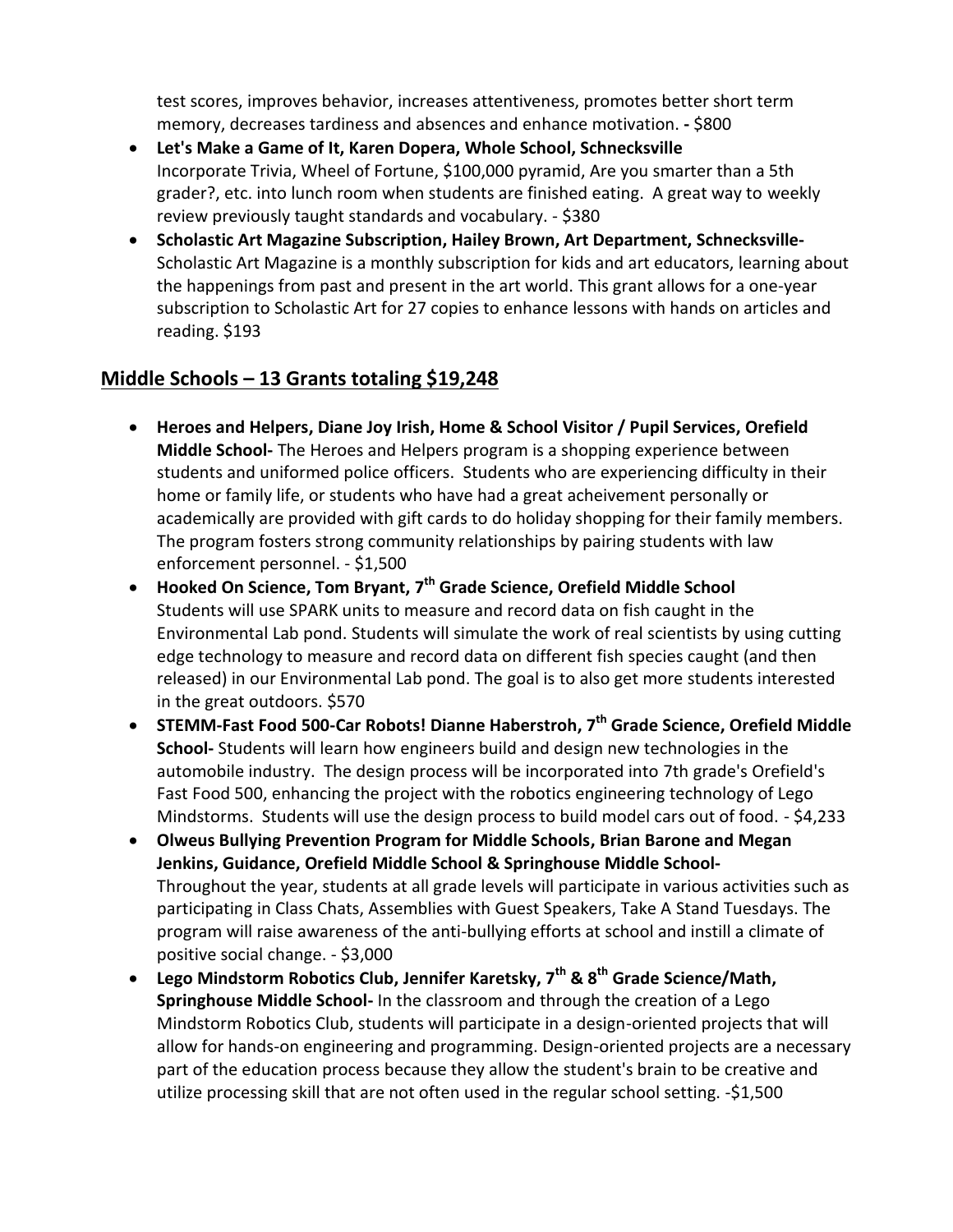test scores, improves behavior, increases attentiveness, promotes better short term memory, decreases tardiness and absences and enhance motivation. **-** $800

- **Let's Make a Game of It, Karen Dopera, Whole School, Schnecksville**
  Incorporate Trivia, Wheel of Fortune, $100,000 pyramid, Are you smarter than a 5th grader?, etc. into lunch room when students are finished eating. A great way to weekly review previously taught standards and vocabulary. - $380
- **Scholastic Art Magazine Subscription, Hailey Brown, Art Department, Schnecksville-** Scholastic Art Magazine is a monthly subscription for kids and art educators, learning about the happenings from past and present in the art world. This grant allows for a one-year subscription to Scholastic Art for 27 copies to enhance lessons with hands on articles and reading. $193

## Middle Schools – 13 Grants totaling $19,248

- **Heroes and Helpers, Diane Joy Irish, Home & School Visitor / Pupil Services, Orefield Middle School-** The Heroes and Helpers program is a shopping experience between students and uniformed police officers. Students who are experiencing difficulty in their home or family life, or students who have had a great acheivement personally or academically are provided with gift cards to do holiday shopping for their family members. The program fosters strong community relationships by pairing students with law enforcement personnel. - $1,500
- **Hooked On Science, Tom Bryant, 7th Grade Science, Orefield Middle School**
  Students will use SPARK units to measure and record data on fish caught in the Environmental Lab pond. Students will simulate the work of real scientists by using cutting edge technology to measure and record data on different fish species caught (and then released) in our Environmental Lab pond. The goal is to also get more students interested in the great outdoors. $570
- **STEMM-Fast Food 500-Car Robots! Dianne Haberstroh, 7th Grade Science, Orefield Middle School-** Students will learn how engineers build and design new technologies in the automobile industry. The design process will be incorporated into 7th grade's Orefield's Fast Food 500, enhancing the project with the robotics engineering technology of Lego Mindstorms. Students will use the design process to build model cars out of food. - $4,233
- **Olweus Bullying Prevention Program for Middle Schools, Brian Barone and Megan Jenkins, Guidance, Orefield Middle School & Springhouse Middle School-**
  Throughout the year, students at all grade levels will participate in various activities such as participating in Class Chats, Assemblies with Guest Speakers, Take A Stand Tuesdays. The program will raise awareness of the anti-bullying efforts at school and instill a climate of positive social change. - $3,000
- **Lego Mindstorm Robotics Club, Jennifer Karetsky, 7th & 8th Grade Science/Math, Springhouse Middle School-** In the classroom and through the creation of a Lego Mindstorm Robotics Club, students will participate in a design-oriented projects that will allow for hands-on engineering and programming. Design-oriented projects are a necessary part of the education process because they allow the student's brain to be creative and utilize processing skill that are not often used in the regular school setting. -$1,500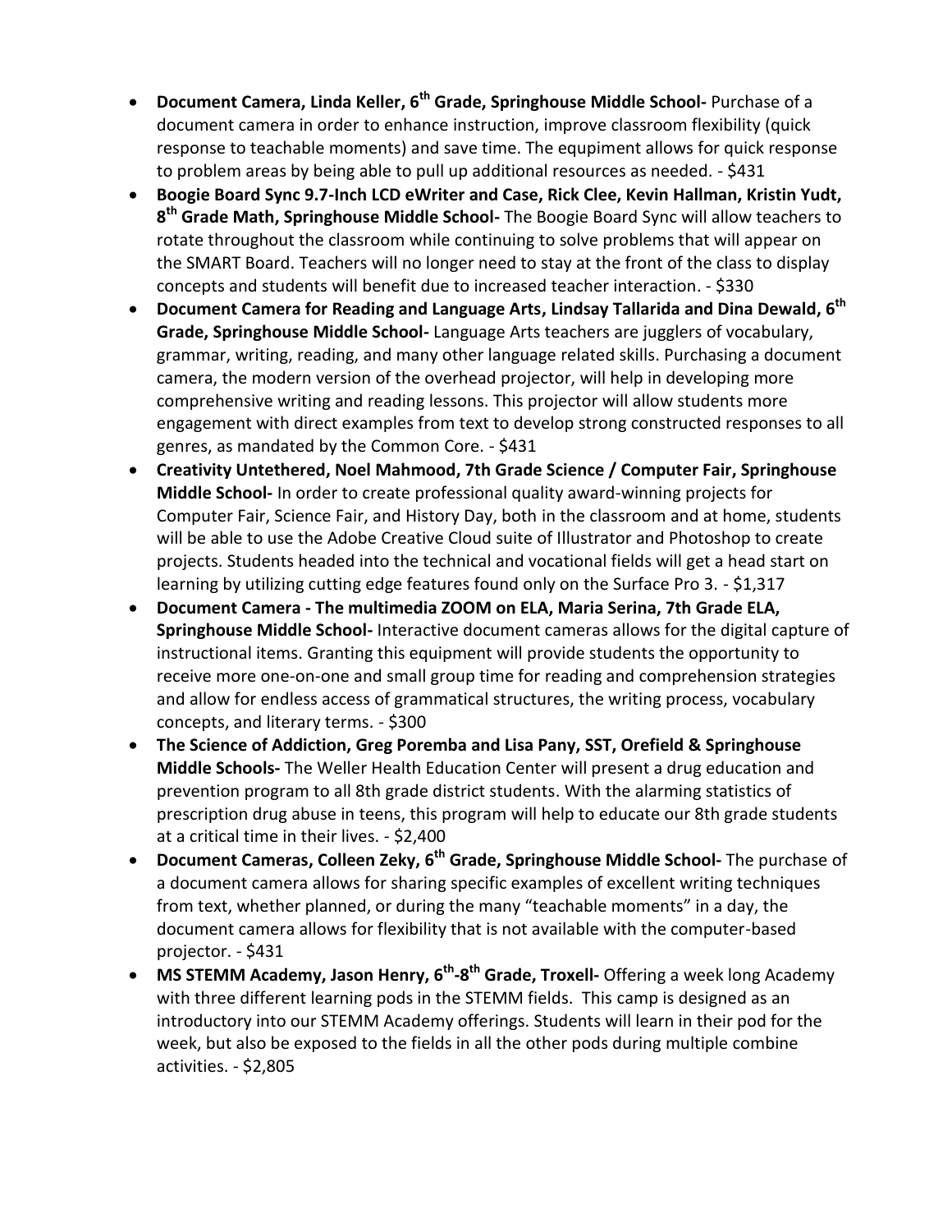- **Document Camera, Linda Keller, 6th Grade, Springhouse Middle School-** Purchase of a document camera in order to enhance instruction, improve classroom flexibility (quick response to teachable moments) and save time. The equpiment allows for quick response to problem areas by being able to pull up additional resources as needed. - $431
- **Boogie Board Sync 9.7-Inch LCD eWriter and Case, Rick Clee, Kevin Hallman, Kristin Yudt, 8th Grade Math, Springhouse Middle School-** The Boogie Board Sync will allow teachers to rotate throughout the classroom while continuing to solve problems that will appear on the SMART Board. Teachers will no longer need to stay at the front of the class to display concepts and students will benefit due to increased teacher interaction. - $330
- **Document Camera for Reading and Language Arts, Lindsay Tallarida and Dina Dewald, 6th Grade, Springhouse Middle School-** Language Arts teachers are jugglers of vocabulary, grammar, writing, reading, and many other language related skills. Purchasing a document camera, the modern version of the overhead projector, will help in developing more comprehensive writing and reading lessons. This projector will allow students more engagement with direct examples from text to develop strong constructed responses to all genres, as mandated by the Common Core. - $431
- **Creativity Untethered, Noel Mahmood, 7th Grade Science / Computer Fair, Springhouse Middle School-** In order to create professional quality award-winning projects for Computer Fair, Science Fair, and History Day, both in the classroom and at home, students will be able to use the Adobe Creative Cloud suite of Illustrator and Photoshop to create projects. Students headed into the technical and vocational fields will get a head start on learning by utilizing cutting edge features found only on the Surface Pro 3. - $1,317
- **Document Camera - The multimedia ZOOM on ELA, Maria Serina, 7th Grade ELA, Springhouse Middle School-** Interactive document cameras allows for the digital capture of instructional items. Granting this equipment will provide students the opportunity to receive more one-on-one and small group time for reading and comprehension strategies and allow for endless access of grammatical structures, the writing process, vocabulary concepts, and literary terms. - $300
- **The Science of Addiction, Greg Poremba and Lisa Pany, SST, Orefield & Springhouse Middle Schools-** The Weller Health Education Center will present a drug education and prevention program to all 8th grade district students. With the alarming statistics of prescription drug abuse in teens, this program will help to educate our 8th grade students at a critical time in their lives. - $2,400
- **Document Cameras, Colleen Zeky, 6th Grade, Springhouse Middle School-** The purchase of a document camera allows for sharing specific examples of excellent writing techniques from text, whether planned, or during the many "teachable moments" in a day, the document camera allows for flexibility that is not available with the computer-based projector. - $431
- **MS STEMM Academy, Jason Henry, 6th-8th Grade, Troxell-** Offering a week long Academy with three different learning pods in the STEMM fields. This camp is designed as an introductory into our STEMM Academy offerings. Students will learn in their pod for the week, but also be exposed to the fields in all the other pods during multiple combine activities. - $2,805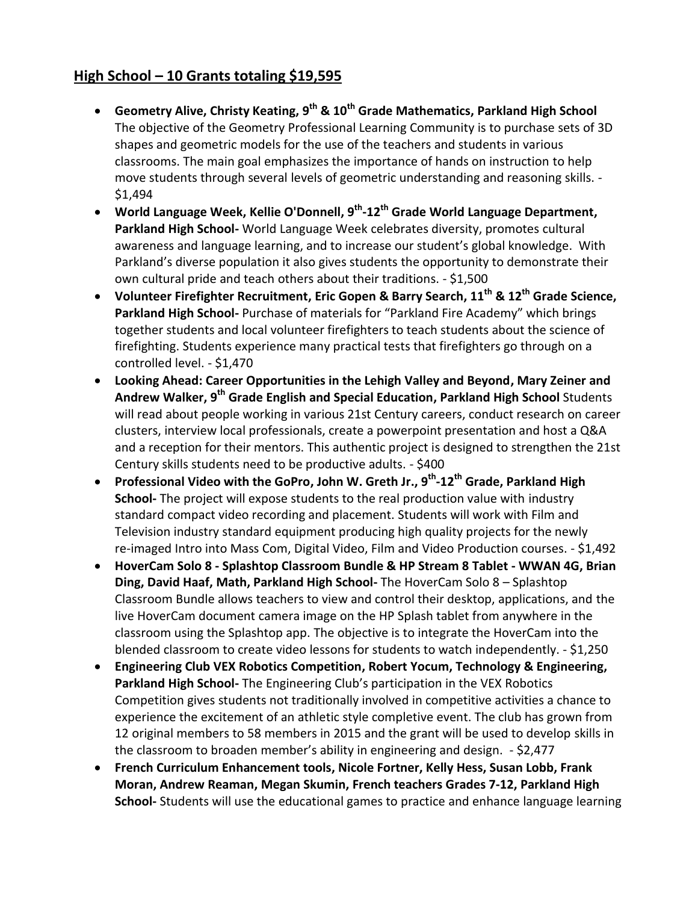## High School – 10 Grants totaling $19,595

- **Geometry Alive, Christy Keating, 9th & 10th Grade Mathematics, Parkland High School** The objective of the Geometry Professional Learning Community is to purchase sets of 3D shapes and geometric models for the use of the teachers and students in various classrooms. The main goal emphasizes the importance of hands on instruction to help move students through several levels of geometric understanding and reasoning skills. - $1,494
- **World Language Week, Kellie O'Donnell, 9th-12th Grade World Language Department, Parkland High School-** World Language Week celebrates diversity, promotes cultural awareness and language learning, and to increase our student's global knowledge. With Parkland's diverse population it also gives students the opportunity to demonstrate their own cultural pride and teach others about their traditions. - $1,500
- **Volunteer Firefighter Recruitment, Eric Gopen & Barry Search, 11th & 12th Grade Science, Parkland High School-** Purchase of materials for "Parkland Fire Academy" which brings together students and local volunteer firefighters to teach students about the science of firefighting. Students experience many practical tests that firefighters go through on a controlled level. - $1,470
- **Looking Ahead: Career Opportunities in the Lehigh Valley and Beyond, Mary Zeiner and Andrew Walker, 9th Grade English and Special Education, Parkland High School** Students will read about people working in various 21st Century careers, conduct research on career clusters, interview local professionals, create a powerpoint presentation and host a Q&A and a reception for their mentors. This authentic project is designed to strengthen the 21st Century skills students need to be productive adults. - $400
- **Professional Video with the GoPro, John W. Greth Jr., 9th-12th Grade, Parkland High School-** The project will expose students to the real production value with industry standard compact video recording and placement. Students will work with Film and Television industry standard equipment producing high quality projects for the newly re-imaged Intro into Mass Com, Digital Video, Film and Video Production courses. - $1,492
- **HoverCam Solo 8 - Splashtop Classroom Bundle & HP Stream 8 Tablet - WWAN 4G, Brian Ding, David Haaf, Math, Parkland High School-** The HoverCam Solo 8 – Splashtop Classroom Bundle allows teachers to view and control their desktop, applications, and the live HoverCam document camera image on the HP Splash tablet from anywhere in the classroom using the Splashtop app. The objective is to integrate the HoverCam into the blended classroom to create video lessons for students to watch independently. - $1,250
- **Engineering Club VEX Robotics Competition, Robert Yocum, Technology & Engineering, Parkland High School-** The Engineering Club's participation in the VEX Robotics Competition gives students not traditionally involved in competitive activities a chance to experience the excitement of an athletic style completive event. The club has grown from 12 original members to 58 members in 2015 and the grant will be used to develop skills in the classroom to broaden member's ability in engineering and design. - $2,477
- **French Curriculum Enhancement tools, Nicole Fortner, Kelly Hess, Susan Lobb, Frank Moran, Andrew Reaman, Megan Skumin, French teachers Grades 7-12, Parkland High School-** Students will use the educational games to practice and enhance language learning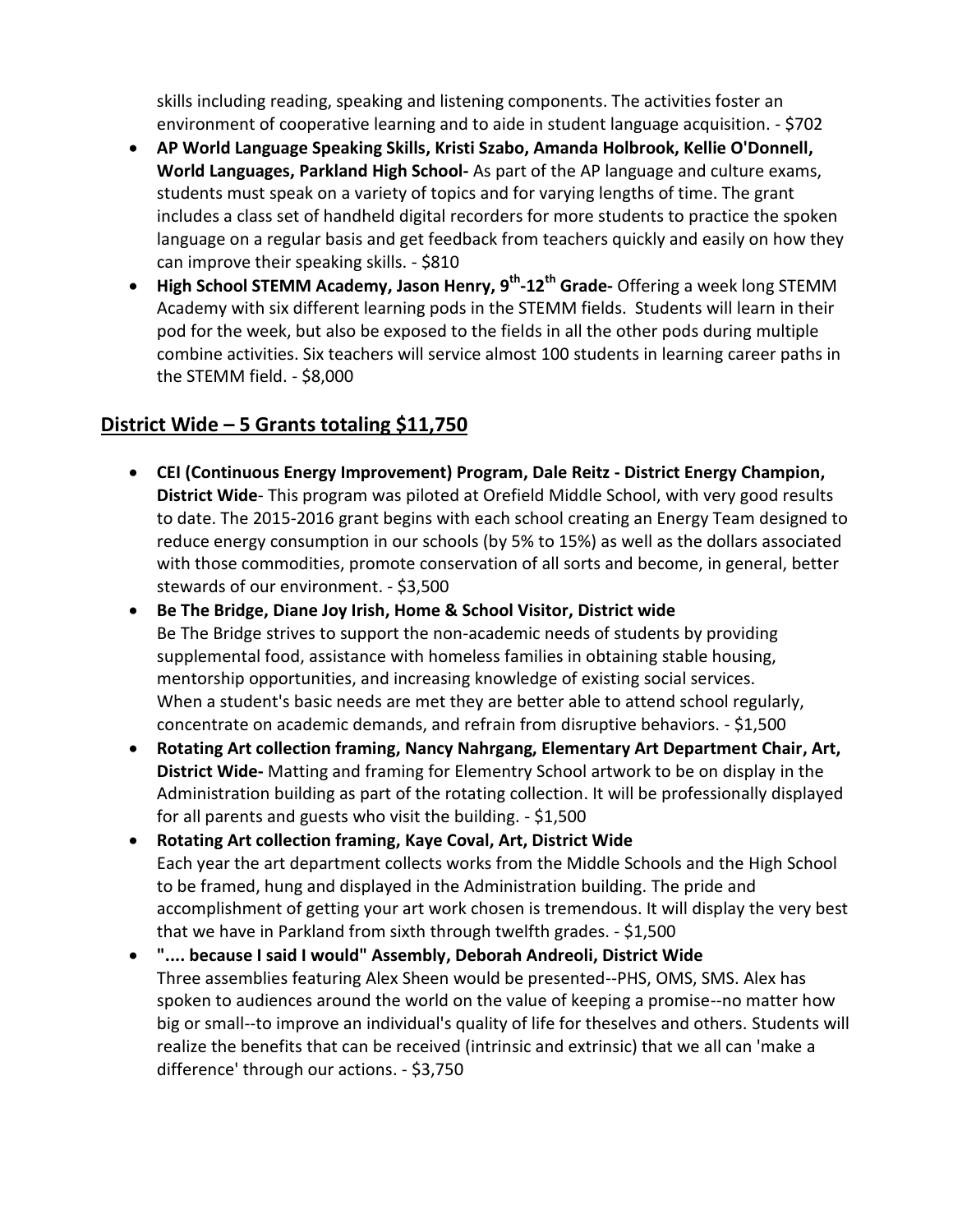skills including reading, speaking and listening components. The activities foster an environment of cooperative learning and to aide in student language acquisition. - $702

- **AP World Language Speaking Skills, Kristi Szabo, Amanda Holbrook, Kellie O'Donnell, World Languages, Parkland High School-** As part of the AP language and culture exams, students must speak on a variety of topics and for varying lengths of time. The grant includes a class set of handheld digital recorders for more students to practice the spoken language on a regular basis and get feedback from teachers quickly and easily on how they can improve their speaking skills. - $810
- **High School STEMM Academy, Jason Henry, 9th-12th Grade-** Offering a week long STEMM Academy with six different learning pods in the STEMM fields. Students will learn in their pod for the week, but also be exposed to the fields in all the other pods during multiple combine activities. Six teachers will service almost 100 students in learning career paths in the STEMM field. - $8,000

## District Wide – 5 Grants totaling $11,750

- **CEI (Continuous Energy Improvement) Program, Dale Reitz - District Energy Champion, District Wide**- This program was piloted at Orefield Middle School, with very good results to date. The 2015-2016 grant begins with each school creating an Energy Team designed to reduce energy consumption in our schools (by 5% to 15%) as well as the dollars associated with those commodities, promote conservation of all sorts and become, in general, better stewards of our environment. - $3,500
- **Be The Bridge, Diane Joy Irish, Home & School Visitor, District wide**
  Be The Bridge strives to support the non-academic needs of students by providing supplemental food, assistance with homeless families in obtaining stable housing, mentorship opportunities, and increasing knowledge of existing social services. When a student's basic needs are met they are better able to attend school regularly, concentrate on academic demands, and refrain from disruptive behaviors. - $1,500
- **Rotating Art collection framing, Nancy Nahrgang, Elementary Art Department Chair, Art, District Wide-** Matting and framing for Elementry School artwork to be on display in the Administration building as part of the rotating collection. It will be professionally displayed for all parents and guests who visit the building. - $1,500
- **Rotating Art collection framing, Kaye Coval, Art, District Wide**
  Each year the art department collects works from the Middle Schools and the High School to be framed, hung and displayed in the Administration building. The pride and accomplishment of getting your art work chosen is tremendous. It will display the very best that we have in Parkland from sixth through twelfth grades. - $1,500
- **".... because I said I would" Assembly, Deborah Andreoli, District Wide**
  Three assemblies featuring Alex Sheen would be presented--PHS, OMS, SMS. Alex has spoken to audiences around the world on the value of keeping a promise--no matter how big or small--to improve an individual's quality of life for theselves and others. Students will realize the benefits that can be received (intrinsic and extrinsic) that we all can 'make a difference' through our actions. - $3,750